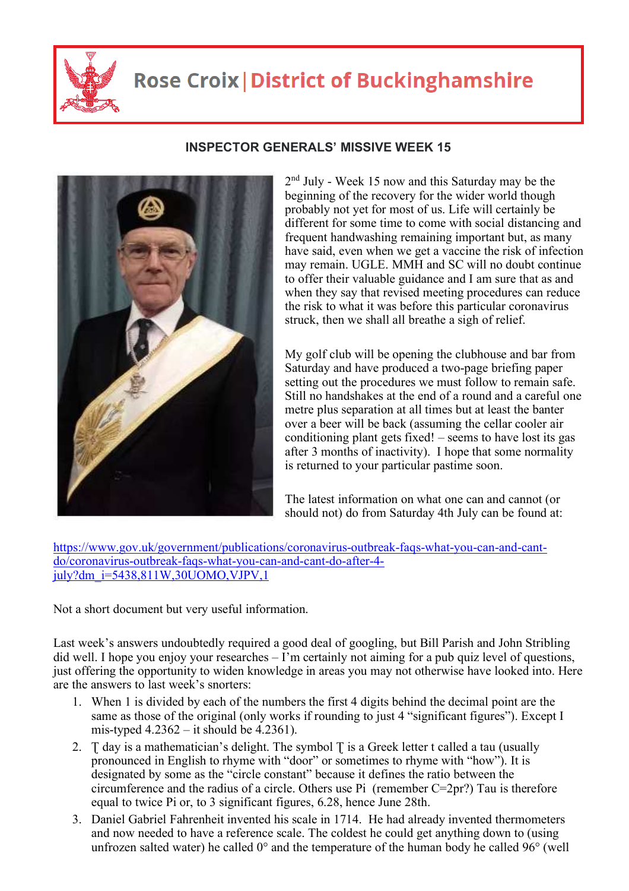# Rose Croix | District of Buckinghamshire

## INSPECTOR GENERALS' MISSIVE WEEK 15

2nd July - Week 15 now and this Saturday may be the beginning of the recovery for the wider world though probably not yet for most of us. Life will certainly be different for some time to come with social distancing and frequent handwashing remaining important but, as many have said, even when we get a vaccine the risk of infection may remain. UGLE. MMH and SC will no doubt continue to offer their valuable guidance and I am sure that as and when they say that revised meeting procedures can reduce the risk to what it was before this particular coronavirus struck, then we shall all breathe a sigh of relief.

My golf club will be opening the clubhouse and bar from Saturday and have produced a two-page briefing paper setting out the procedures we must follow to remain safe. Still no handshakes at the end of a round and a careful one metre plus separation at all times but at least the banter over a beer will be back (assuming the cellar cooler air conditioning plant gets fixed! – seems to have lost its gas after 3 months of inactivity). I hope that some normality is returned to your particular pastime soon.

The latest information on what one can and cannot (or should not) do from Saturday 4th July can be found at:

https://www.gov.uk/government/publications/coronavirus-outbreak-faqs-what-you-can-and-cant-do/coronavirus-outbreak-faqs-what-you-can-and-cant-do-after-4-july?dm_i=5438,811W,30UOMO,VJPV,1

Not a short document but very useful information.

Last week's answers undoubtedly required a good deal of googling, but Bill Parish and John Stribling did well. I hope you enjoy your researches – I'm certainly not aiming for a pub quiz level of questions, just offering the opportunity to widen knowledge in areas you may not otherwise have looked into. Here are the answers to last week's snorters:

1. When 1 is divided by each of the numbers the first 4 digits behind the decimal point are the same as those of the original (only works if rounding to just 4 "significant figures"). Except I mis-typed 4.2362 – it should be 4.2361).
2. Ʈ day is a mathematician's delight. The symbol Ʈ is a Greek letter t called a tau (usually pronounced in English to rhyme with "door" or sometimes to rhyme with "how"). It is designated by some as the "circle constant" because it defines the ratio between the circumference and the radius of a circle. Others use Pi (remember C=2pr?) Tau is therefore equal to twice Pi or, to 3 significant figures, 6.28, hence June 28th.
3. Daniel Gabriel Fahrenheit invented his scale in 1714. He had already invented thermometers and now needed to have a reference scale. The coldest he could get anything down to (using unfrozen salted water) he called 0° and the temperature of the human body he called 96° (well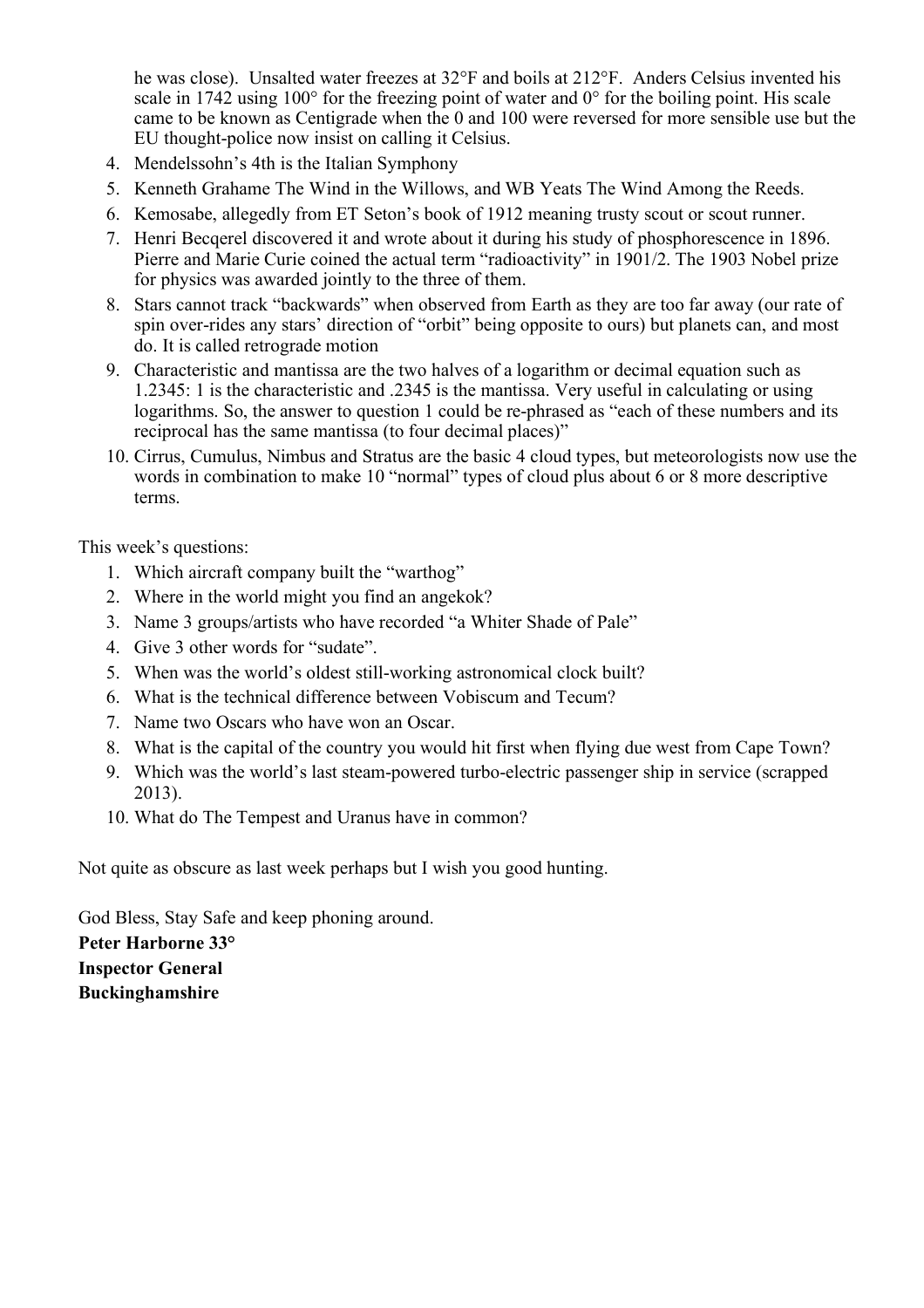he was close). Unsalted water freezes at 32°F and boils at 212°F. Anders Celsius invented his scale in 1742 using 100° for the freezing point of water and 0° for the boiling point. His scale came to be known as Centigrade when the 0 and 100 were reversed for more sensible use but the EU thought-police now insist on calling it Celsius.

4. Mendelssohn's 4th is the Italian Symphony
5. Kenneth Grahame The Wind in the Willows, and WB Yeats The Wind Among the Reeds.
6. Kemosabe, allegedly from ET Seton's book of 1912 meaning trusty scout or scout runner.
7. Henri Becqerel discovered it and wrote about it during his study of phosphorescence in 1896. Pierre and Marie Curie coined the actual term "radioactivity" in 1901/2. The 1903 Nobel prize for physics was awarded jointly to the three of them.
8. Stars cannot track "backwards" when observed from Earth as they are too far away (our rate of spin over-rides any stars' direction of "orbit" being opposite to ours) but planets can, and most do. It is called retrograde motion
9. Characteristic and mantissa are the two halves of a logarithm or decimal equation such as 1.2345: 1 is the characteristic and .2345 is the mantissa. Very useful in calculating or using logarithms. So, the answer to question 1 could be re-phrased as "each of these numbers and its reciprocal has the same mantissa (to four decimal places)"
10. Cirrus, Cumulus, Nimbus and Stratus are the basic 4 cloud types, but meteorologists now use the words in combination to make 10 "normal" types of cloud plus about 6 or 8 more descriptive terms.

This week's questions:

1. Which aircraft company built the "warthog"
2. Where in the world might you find an angekok?
3. Name 3 groups/artists who have recorded "a Whiter Shade of Pale"
4. Give 3 other words for "sudate".
5. When was the world's oldest still-working astronomical clock built?
6. What is the technical difference between Vobiscum and Tecum?
7. Name two Oscars who have won an Oscar.
8. What is the capital of the country you would hit first when flying due west from Cape Town?
9. Which was the world's last steam-powered turbo-electric passenger ship in service (scrapped 2013).
10. What do The Tempest and Uranus have in common?

Not quite as obscure as last week perhaps but I wish you good hunting.

God Bless, Stay Safe and keep phoning around.

**Peter Harborne 33°**
**Inspector General**
**Buckinghamshire**